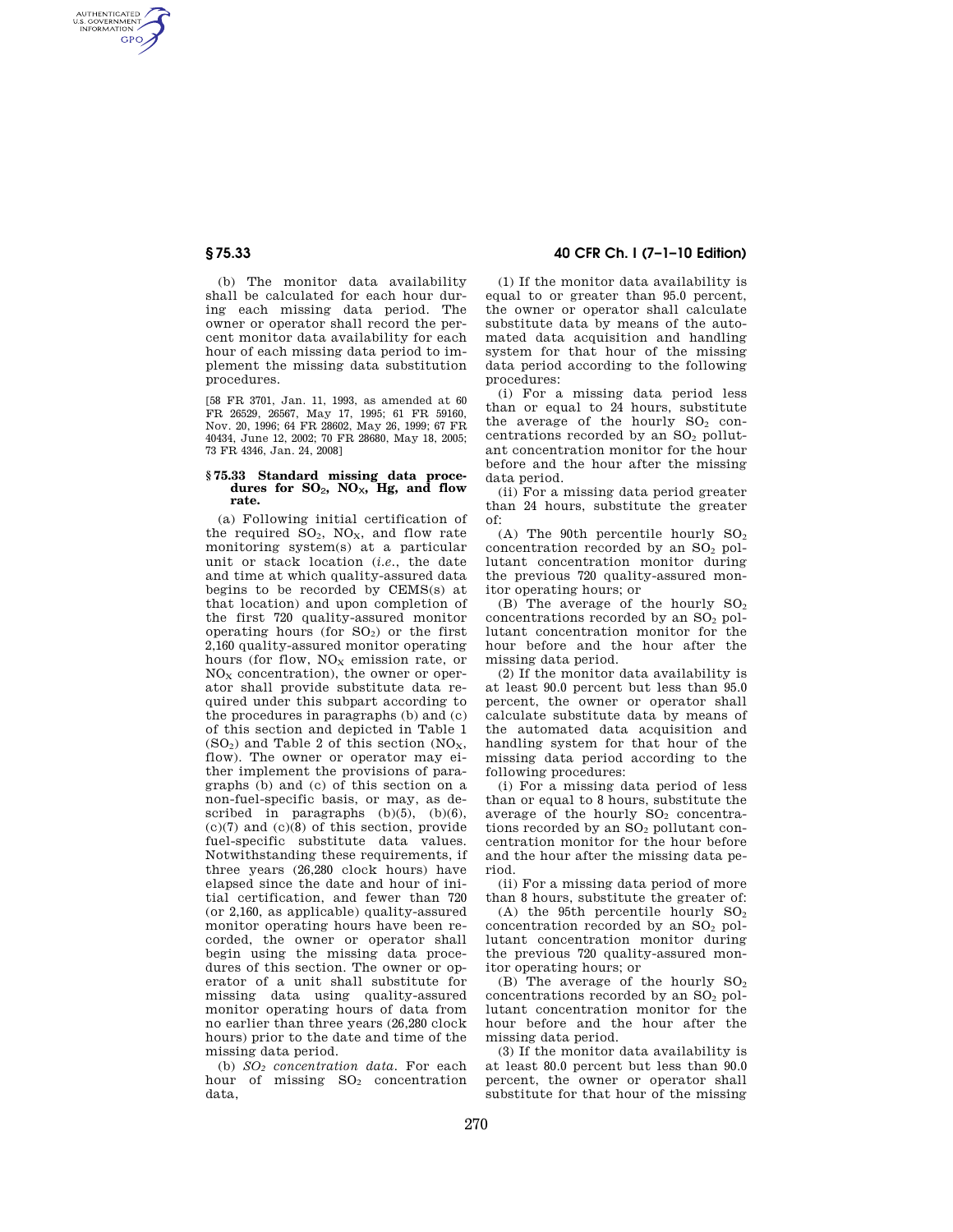(b) The monitor data availability shall be calculated for each hour during each missing data period. The owner or operator shall record the percent monitor data availability for each hour of each missing data period to implement the missing data substitution procedures.

[58 FR 3701, Jan. 11, 1993, as amended at 60 FR 26529, 26567, May 17, 1995; 61 FR 59160, Nov. 20, 1996; 64 FR 28602, May 26, 1999; 67 FR 40434, June 12, 2002; 70 FR 28680, May 18, 2005; 73 FR 4346, Jan. 24, 2008]

### § 75.33 Standard missing data procedures for $SO_2$, $NO_X$, Hg, and flow rate.

(a) Following initial certification of the required $SO_2$, $NO_X$, and flow rate monitoring system(s) at a particular unit or stack location (*i.e.*, the date and time at which quality-assured data begins to be recorded by CEMS(s) at that location) and upon completion of the first 720 quality-assured monitor operating hours (for $SO_2$) or the first 2,160 quality-assured monitor operating hours (for flow, $NO_X$ emission rate, or $NO_X$ concentration), the owner or operator shall provide substitute data required under this subpart according to the procedures in paragraphs (b) and (c) of this section and depicted in Table 1 ($SO_2$) and Table 2 of this section ($NO_X$, flow). The owner or operator may either implement the provisions of paragraphs (b) and (c) of this section on a non-fuel-specific basis, or may, as described in paragraphs (b)(5), (b)(6), (c)(7) and (c)(8) of this section, provide fuel-specific substitute data values. Notwithstanding these requirements, if three years (26,280 clock hours) have elapsed since the date and hour of initial certification, and fewer than 720 (or 2,160, as applicable) quality-assured monitor operating hours have been recorded, the owner or operator shall begin using the missing data procedures of this section. The owner or operator of a unit shall substitute for missing data using quality-assured monitor operating hours of data from no earlier than three years (26,280 clock hours) prior to the date and time of the missing data period.

(b) *$SO_2$ concentration data.* For each hour of missing $SO_2$ concentration data,

(1) If the monitor data availability is equal to or greater than 95.0 percent, the owner or operator shall calculate substitute data by means of the automated data acquisition and handling system for that hour of the missing data period according to the following procedures:

(i) For a missing data period less than or equal to 24 hours, substitute the average of the hourly $SO_2$ concentrations recorded by an $SO_2$ pollutant concentration monitor for the hour before and the hour after the missing data period.

(ii) For a missing data period greater than 24 hours, substitute the greater of:

(A) The 90th percentile hourly $SO_2$ concentration recorded by an $SO_2$ pollutant concentration monitor during the previous 720 quality-assured monitor operating hours; or

(B) The average of the hourly $SO_2$ concentrations recorded by an $SO_2$ pollutant concentration monitor for the hour before and the hour after the missing data period.

(2) If the monitor data availability is at least 90.0 percent but less than 95.0 percent, the owner or operator shall calculate substitute data by means of the automated data acquisition and handling system for that hour of the missing data period according to the following procedures:

(i) For a missing data period of less than or equal to 8 hours, substitute the average of the hourly $SO_2$ concentrations recorded by an $SO_2$ pollutant concentration monitor for the hour before and the hour after the missing data period.

(ii) For a missing data period of more than 8 hours, substitute the greater of:

(A) the 95th percentile hourly $SO_2$ concentration recorded by an $SO_2$ pollutant concentration monitor during the previous 720 quality-assured monitor operating hours; or

(B) The average of the hourly $SO_2$ concentrations recorded by an $SO_2$ pollutant concentration monitor for the hour before and the hour after the missing data period.

(3) If the monitor data availability is at least 80.0 percent but less than 90.0 percent, the owner or operator shall substitute for that hour of the missing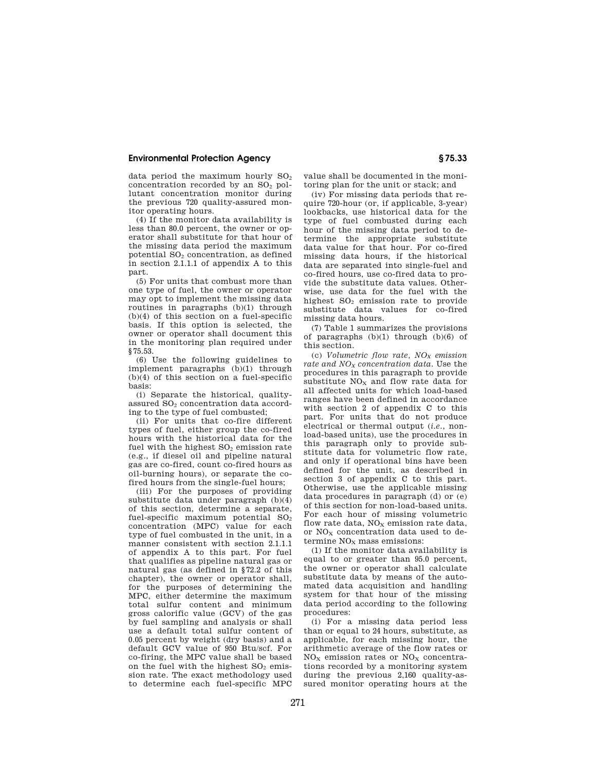data period the maximum hourly $SO_2$ concentration recorded by an $SO_2$ pollutant concentration monitor during the previous 720 quality-assured monitor operating hours.

(4) If the monitor data availability is less than 80.0 percent, the owner or operator shall substitute for that hour of the missing data period the maximum potential $SO_2$ concentration, as defined in section 2.1.1.1 of appendix A to this part.

(5) For units that combust more than one type of fuel, the owner or operator may opt to implement the missing data routines in paragraphs (b)(1) through (b)(4) of this section on a fuel-specific basis. If this option is selected, the owner or operator shall document this in the monitoring plan required under §75.53.

(6) Use the following guidelines to implement paragraphs (b)(1) through (b)(4) of this section on a fuel-specific basis:

(i) Separate the historical, quality-assured $SO_2$ concentration data according to the type of fuel combusted;

(ii) For units that co-fire different types of fuel, either group the co-fired hours with the historical data for the fuel with the highest $SO_2$ emission rate (e.g., if diesel oil and pipeline natural gas are co-fired, count co-fired hours as oil-burning hours), or separate the co-fired hours from the single-fuel hours;

(iii) For the purposes of providing substitute data under paragraph (b)(4) of this section, determine a separate, fuel-specific maximum potential $SO_2$ concentration (MPC) value for each type of fuel combusted in the unit, in a manner consistent with section 2.1.1.1 of appendix A to this part. For fuel that qualifies as pipeline natural gas or natural gas (as defined in §72.2 of this chapter), the owner or operator shall, for the purposes of determining the MPC, either determine the maximum total sulfur content and minimum gross calorific value (GCV) of the gas by fuel sampling and analysis or shall use a default total sulfur content of 0.05 percent by weight (dry basis) and a default GCV value of 950 Btu/scf. For co-firing, the MPC value shall be based on the fuel with the highest $SO_2$ emission rate. The exact methodology used to determine each fuel-specific MPC value shall be documented in the monitoring plan for the unit or stack; and

(iv) For missing data periods that require 720-hour (or, if applicable, 3-year) lookbacks, use historical data for the type of fuel combusted during each hour of the missing data period to determine the appropriate substitute data value for that hour. For co-fired missing data hours, if the historical data are separated into single-fuel and co-fired hours, use co-fired data to provide the substitute data values. Otherwise, use data for the fuel with the highest $SO_2$ emission rate to provide substitute data values for co-fired missing data hours.

(7) Table 1 summarizes the provisions of paragraphs (b)(1) through (b)(6) of this section.

(c) *Volumetric flow rate, $NO_X$ emission rate and $NO_X$ concentration data.* Use the procedures in this paragraph to provide substitute $NO_X$ and flow rate data for all affected units for which load-based ranges have been defined in accordance with section 2 of appendix C to this part. For units that do not produce electrical or thermal output (*i.e.*, non-load-based units), use the procedures in this paragraph only to provide substitute data for volumetric flow rate, and only if operational bins have been defined for the unit, as described in section 3 of appendix C to this part. Otherwise, use the applicable missing data procedures in paragraph (d) or (e) of this section for non-load-based units. For each hour of missing volumetric flow rate data, $NO_X$ emission rate data, or $NO_X$ concentration data used to determine $NO_X$ mass emissions:

(1) If the monitor data availability is equal to or greater than 95.0 percent, the owner or operator shall calculate substitute data by means of the automated data acquisition and handling system for that hour of the missing data period according to the following procedures:

(i) For a missing data period less than or equal to 24 hours, substitute, as applicable, for each missing hour, the arithmetic average of the flow rates or $NO_X$ emission rates or $NO_X$ concentrations recorded by a monitoring system during the previous 2,160 quality-assured monitor operating hours at the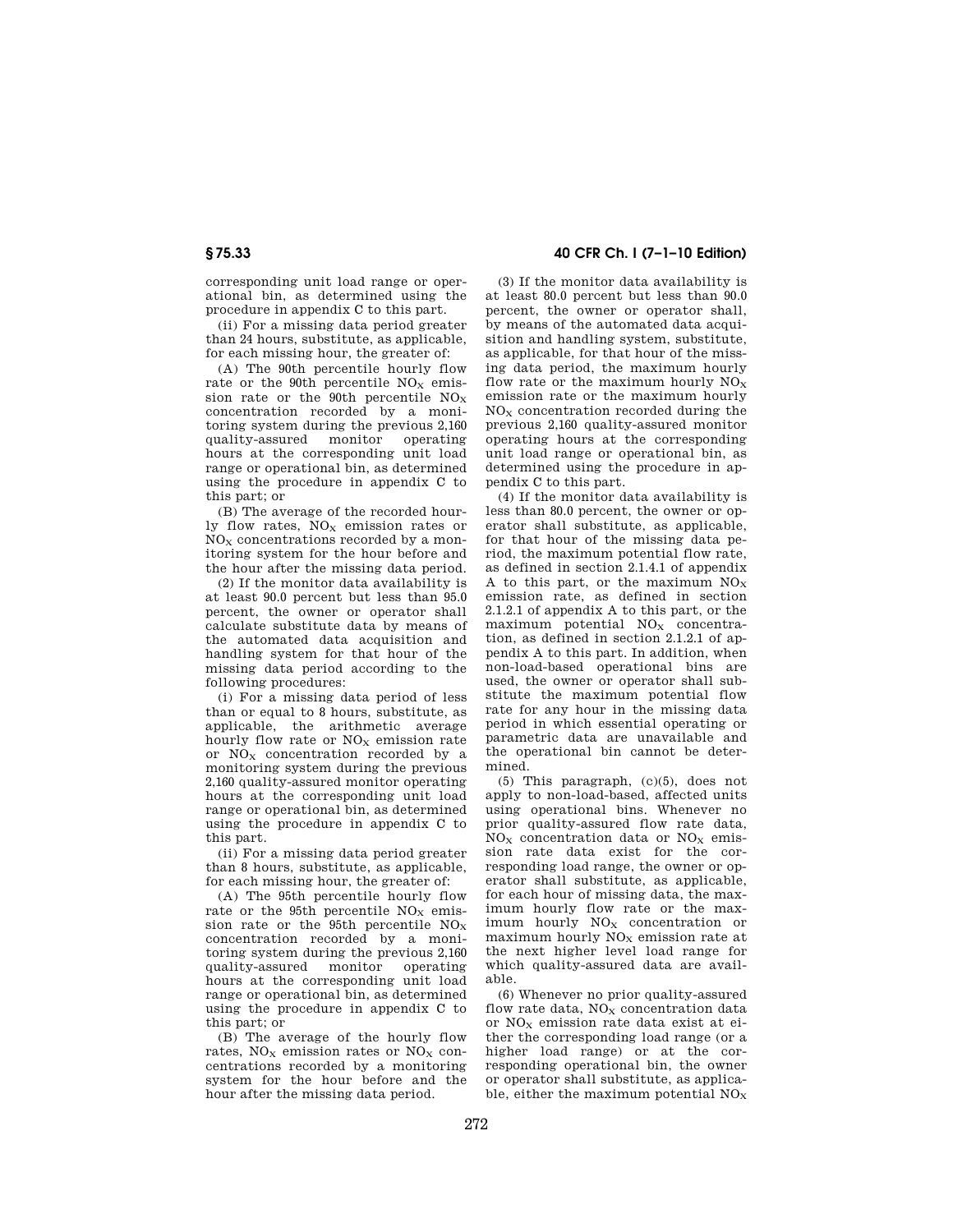corresponding unit load range or operational bin, as determined using the procedure in appendix C to this part.

(ii) For a missing data period greater than 24 hours, substitute, as applicable, for each missing hour, the greater of:

(A) The 90th percentile hourly flow rate or the 90th percentile $NO_X$ emission rate or the 90th percentile $NO_X$ concentration recorded by a monitoring system during the previous 2,160 quality-assured monitor operating hours at the corresponding unit load range or operational bin, as determined using the procedure in appendix C to this part; or

(B) The average of the recorded hourly flow rates, $NO_X$ emission rates or $NO_X$ concentrations recorded by a monitoring system for the hour before and the hour after the missing data period.

(2) If the monitor data availability is at least 90.0 percent but less than 95.0 percent, the owner or operator shall calculate substitute data by means of the automated data acquisition and handling system for that hour of the missing data period according to the following procedures:

(i) For a missing data period of less than or equal to 8 hours, substitute, as applicable, the arithmetic average hourly flow rate or $NO_X$ emission rate or $NO_X$ concentration recorded by a monitoring system during the previous 2,160 quality-assured monitor operating hours at the corresponding unit load range or operational bin, as determined using the procedure in appendix C to this part.

(ii) For a missing data period greater than 8 hours, substitute, as applicable, for each missing hour, the greater of:

(A) The 95th percentile hourly flow rate or the 95th percentile $NO_X$ emission rate or the 95th percentile $NO_X$ concentration recorded by a monitoring system during the previous 2,160 quality-assured monitor operating hours at the corresponding unit load range or operational bin, as determined using the procedure in appendix C to this part; or

(B) The average of the hourly flow rates, $NO_X$ emission rates or $NO_X$ concentrations recorded by a monitoring system for the hour before and the hour after the missing data period.

(3) If the monitor data availability is at least 80.0 percent but less than 90.0 percent, the owner or operator shall, by means of the automated data acquisition and handling system, substitute, as applicable, for that hour of the missing data period, the maximum hourly flow rate or the maximum hourly $NO_X$ emission rate or the maximum hourly $NO_X$ concentration recorded during the previous 2,160 quality-assured monitor operating hours at the corresponding unit load range or operational bin, as determined using the procedure in appendix C to this part.

(4) If the monitor data availability is less than 80.0 percent, the owner or operator shall substitute, as applicable, for that hour of the missing data period, the maximum potential flow rate, as defined in section 2.1.4.1 of appendix A to this part, or the maximum $NO_X$ emission rate, as defined in section 2.1.2.1 of appendix A to this part, or the maximum potential $NO_X$ concentration, as defined in section 2.1.2.1 of appendix A to this part. In addition, when non-load-based operational bins are used, the owner or operator shall substitute the maximum potential flow rate for any hour in the missing data period in which essential operating or parametric data are unavailable and the operational bin cannot be determined.

(5) This paragraph, (c)(5), does not apply to non-load-based, affected units using operational bins. Whenever no prior quality-assured flow rate data, $NO_X$ concentration data or $NO_X$ emission rate data exist for the corresponding load range, the owner or operator shall substitute, as applicable, for each hour of missing data, the maximum hourly flow rate or the maximum hourly $NO_X$ concentration or maximum hourly $NO_X$ emission rate at the next higher level load range for which quality-assured data are available.

(6) Whenever no prior quality-assured flow rate data, $NO_X$ concentration data or $NO_X$ emission rate data exist at either the corresponding load range (or a higher load range) or at the corresponding operational bin, the owner or operator shall substitute, as applicable, either the maximum potential $NO_X$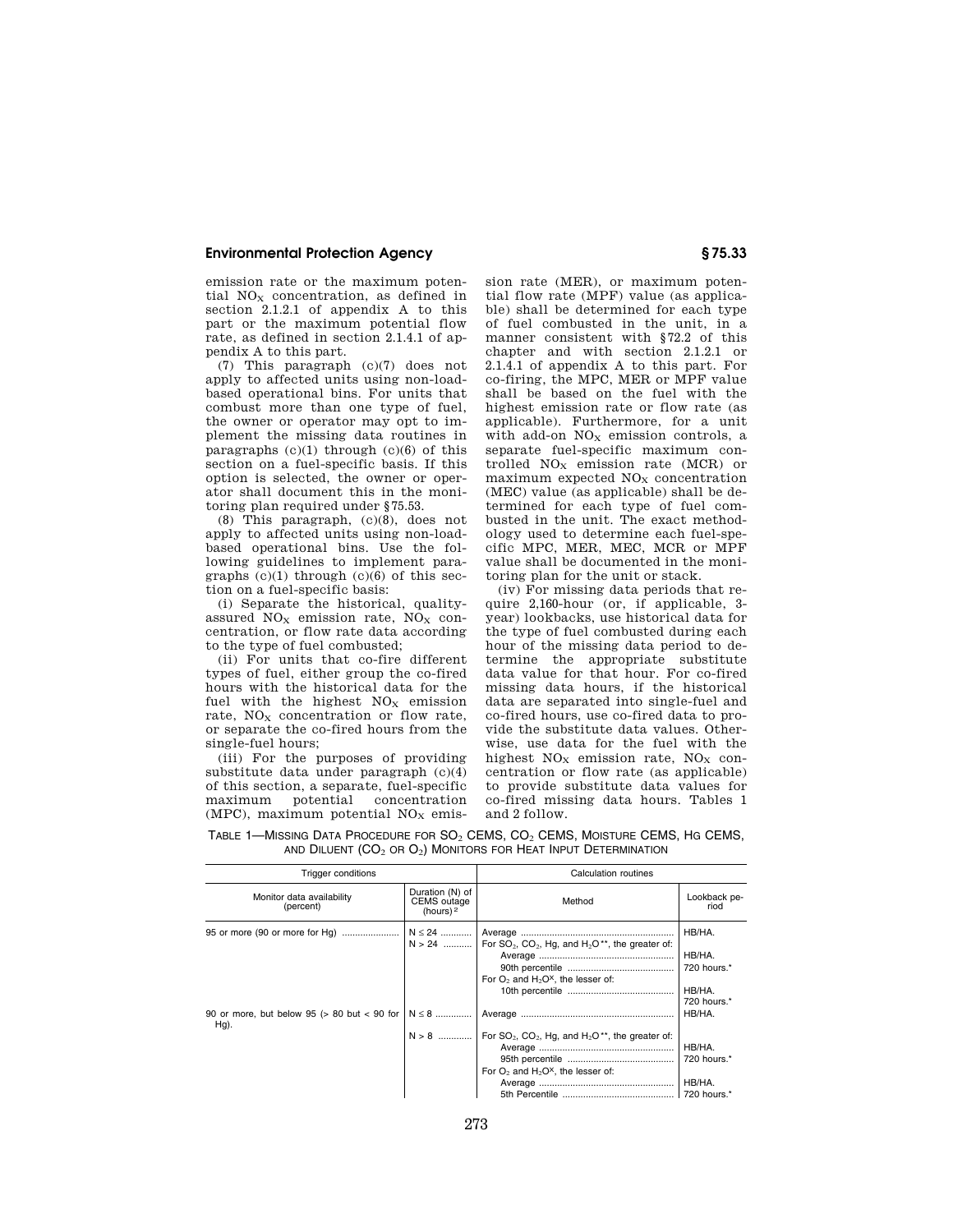emission rate or the maximum potential $NO_X$ concentration, as defined in section 2.1.2.1 of appendix A to this part or the maximum potential flow rate, as defined in section 2.1.4.1 of appendix A to this part.

(7) This paragraph (c)(7) does not apply to affected units using non-load-based operational bins. For units that combust more than one type of fuel, the owner or operator may opt to implement the missing data routines in paragraphs (c)(1) through (c)(6) of this section on a fuel-specific basis. If this option is selected, the owner or operator shall document this in the monitoring plan required under §75.53.

(8) This paragraph, (c)(8), does not apply to affected units using non-load-based operational bins. Use the following guidelines to implement paragraphs (c)(1) through (c)(6) of this section on a fuel-specific basis:

(i) Separate the historical, quality-assured $NO_X$ emission rate, $NO_X$ concentration, or flow rate data according to the type of fuel combusted;

(ii) For units that co-fire different types of fuel, either group the co-fired hours with the historical data for the fuel with the highest $NO_X$ emission rate, $NO_X$ concentration or flow rate, or separate the co-fired hours from the single-fuel hours;

(iii) For the purposes of providing substitute data under paragraph (c)(4) of this section, a separate, fuel-specific maximum potential concentration (MPC), maximum potential $NO_X$ emission rate (MER), or maximum potential flow rate (MPF) value (as applicable) shall be determined for each type of fuel combusted in the unit, in a manner consistent with §72.2 of this chapter and with section 2.1.2.1 or 2.1.4.1 of appendix A to this part. For co-firing, the MPC, MER or MPF value shall be based on the fuel with the highest emission rate or flow rate (as applicable). Furthermore, for a unit with add-on $NO_X$ emission controls, a separate fuel-specific maximum controlled $NO_X$ emission rate (MCR) or maximum expected $NO_X$ concentration (MEC) value (as applicable) shall be determined for each type of fuel combusted in the unit. The exact methodology used to determine each fuel-specific MPC, MER, MEC, MCR or MPF value shall be documented in the monitoring plan for the unit or stack.

(iv) For missing data periods that require 2,160-hour (or, if applicable, 3-year) lookbacks, use historical data for the type of fuel combusted during each hour of the missing data period to determine the appropriate substitute data value for that hour. For co-fired missing data hours, if the historical data are separated into single-fuel and co-fired hours, use co-fired data to provide the substitute data values. Otherwise, use data for the fuel with the highest $NO_X$ emission rate, $NO_X$ concentration or flow rate (as applicable) to provide substitute data values for co-fired missing data hours. Tables 1 and 2 follow.

TABLE 1—MISSING DATA PROCEDURE FOR $SO_2$ CEMS, $CO_2$ CEMS, MOISTURE CEMS, HG CEMS, AND DILUENT ($CO_2$ OR $O_2$) MONITORS FOR HEAT INPUT DETERMINATION

| Trigger conditions | | Calculation routines | |
|---|---|---|---|
| Monitor data availability (percent) | Duration (N) of CEMS outage (hours)[2] | Method | Lookback period |
| 95 or more (90 or more for Hg) | N ≤ 24 | Average | HB/HA. |
| | N > 24 | For $SO_2$, $CO_2$, Hg, and $H_2O$**, the greater of: | |
| | | Average | HB/HA. |
| | | 90th percentile | 720 hours.* |
| | | For $O_2$ and $H_2O^X$, the lesser of: | |
| | | 10th percentile | HB/HA. |
| | | | 720 hours.* |
| 90 or more, but below 95 (> 80 but < 90 for Hg). | N ≤ 8 | Average | HB/HA. |
| | N > 8 | For $SO_2$, $CO_2$, Hg, and $H_2O$**, the greater of: | |
| | | Average | HB/HA. |
| | | 95th percentile | 720 hours.* |
| | | For $O_2$ and $H_2O^X$, the lesser of: | |
| | | Average | HB/HA. |
| | | 5th Percentile | 720 hours.* |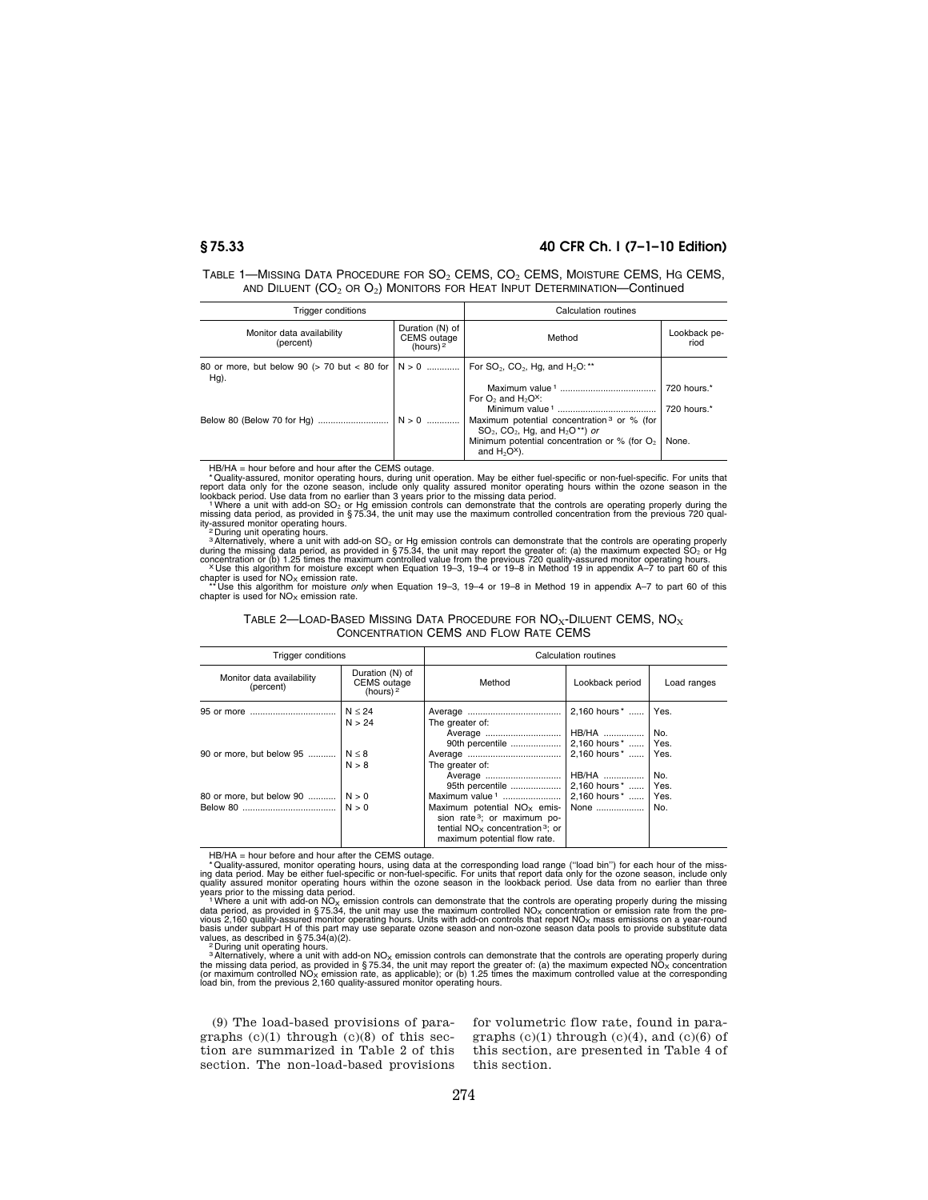TABLE 1—MISSING DATA PROCEDURE FOR $SO_2$ CEMS, $CO_2$ CEMS, MOISTURE CEMS, HG CEMS, AND DILUENT ($CO_2$ OR $O_2$) MONITORS FOR HEAT INPUT DETERMINATION—Continued

| Trigger conditions | | Calculation routines | |
|---|---|---|---|
| Monitor data availability (percent) | Duration (N) of CEMS outage (hours) [2] | Method | Lookback period |
| 80 or more, but below 90 (> 70 but < 80 for Hg). | N > 0 | For $SO_2$, $CO_2$, Hg, and $H_2O$:** | |
| | | Maximum value [1] | 720 hours.* |
| | | For $O_2$ and $H_2O^X$: | |
| | | Minimum value [1] | 720 hours.* |
| Below 80 (Below 70 for Hg) | N > 0 | Maximum potential concentration [3] or % (for $SO_2$, $CO_2$, Hg, and $H_2O$**) *or* | |
| | | Minimum potential concentration or % (for $O_2$ and $H_2O^X$). | None. |

HB/HA = hour before and hour after the CEMS outage.

\* Quality-assured, monitor operating hours, during unit operation. May be either fuel-specific or non-fuel-specific. For units that report data only for the ozone season, include only quality assured monitor operating hours within the ozone season in the lookback period. Use data from no earlier than 3 years prior to the missing data period.

[1] Where a unit with add-on $SO_2$ or Hg emission controls can demonstrate that the controls are operating properly during the missing data period, as provided in § 75.34, the unit may use the maximum controlled concentration from the previous 720 quality-assured monitor operating hours.

[2] During unit operating hours.

[3] Alternatively, where a unit with add-on $SO_2$ or Hg emission controls can demonstrate that the controls are operating properly during the missing data period, as provided in § 75.34, the unit may report the greater of: (a) the maximum expected $SO_2$ or Hg concentration or (b) 1.25 times the maximum controlled value from the previous 720 quality-assured monitor operating hours.

X Use this algorithm for moisture except when Equation 19–3, 19–4 or 19–8 in Method 19 in appendix A–7 to part 60 of this chapter is used for $NO_X$ emission rate.

\*\* Use this algorithm for moisture *only* when Equation 19–3, 19–4 or 19–8 in Method 19 in appendix A–7 to part 60 of this chapter is used for $NO_X$ emission rate.

TABLE 2—LOAD-BASED MISSING DATA PROCEDURE FOR $NO_X$-DILUENT CEMS, $NO_X$ CONCENTRATION CEMS AND FLOW RATE CEMS

| Trigger conditions | | Calculation routines | | |
|---|---|---|---|---|
| Monitor data availability (percent) | Duration (N) of CEMS outage (hours) [2] | Method | Lookback period | Load ranges |
| 95 or more | N ≤ 24 | Average | 2,160 hours* | Yes. |
| | N > 24 | The greater of: | | |
| | | Average | HB/HA | No. |
| | | 90th percentile | 2,160 hours* | Yes. |
| 90 or more, but below 95 | N ≤ 8 | Average | 2,160 hours* | Yes. |
| | N > 8 | The greater of: | | |
| | | Average | HB/HA | No. |
| | | 95th percentile | 2,160 hours* | Yes. |
| 80 or more, but below 90 | N > 0 | Maximum value [1] | 2,160 hours* | Yes. |
| Below 80 | N > 0 | Maximum potential $NO_X$ emission rate [3]; or maximum potential $NO_X$ concentration [3]; or maximum potential flow rate. | None | No. |

HB/HA = hour before and hour after the CEMS outage.

\* Quality-assured, monitor operating hours, using data at the corresponding load range ("load bin") for each hour of the missing data period. May be either fuel-specific or non-fuel-specific. For units that report data only for the ozone season, include only quality assured monitor operating hours within the ozone season in the lookback period. Use data from no earlier than three years prior to the missing data period.

[1] Where a unit with add-on $NO_X$ emission controls can demonstrate that the controls are operating properly during the missing data period, as provided in § 75.34, the unit may use the maximum controlled $NO_X$ concentration or emission rate from the previous 2,160 quality-assured monitor operating hours. Units with add-on controls that report $NO_X$ mass emissions on a year-round basis under subpart H of this part may use separate ozone season and non-ozone season data pools to provide substitute data values, as described in § 75.34(a)(2).

[2] During unit operating hours.

[3] Alternatively, where a unit with add-on $NO_X$ emission controls can demonstrate that the controls are operating properly during the missing data period, as provided in § 75.34, the unit may report the greater of: (a) the maximum expected $NO_X$ concentration (or maximum controlled $NO_X$ emission rate, as applicable); or (b) 1.25 times the maximum controlled value at the corresponding load bin, from the previous 2,160 quality-assured monitor operating hours.

(9) The load-based provisions of paragraphs (c)(1) through (c)(8) of this section are summarized in Table 2 of this section. The non-load-based provisions for volumetric flow rate, found in paragraphs (c)(1) through (c)(4), and (c)(6) of this section, are presented in Table 4 of this section.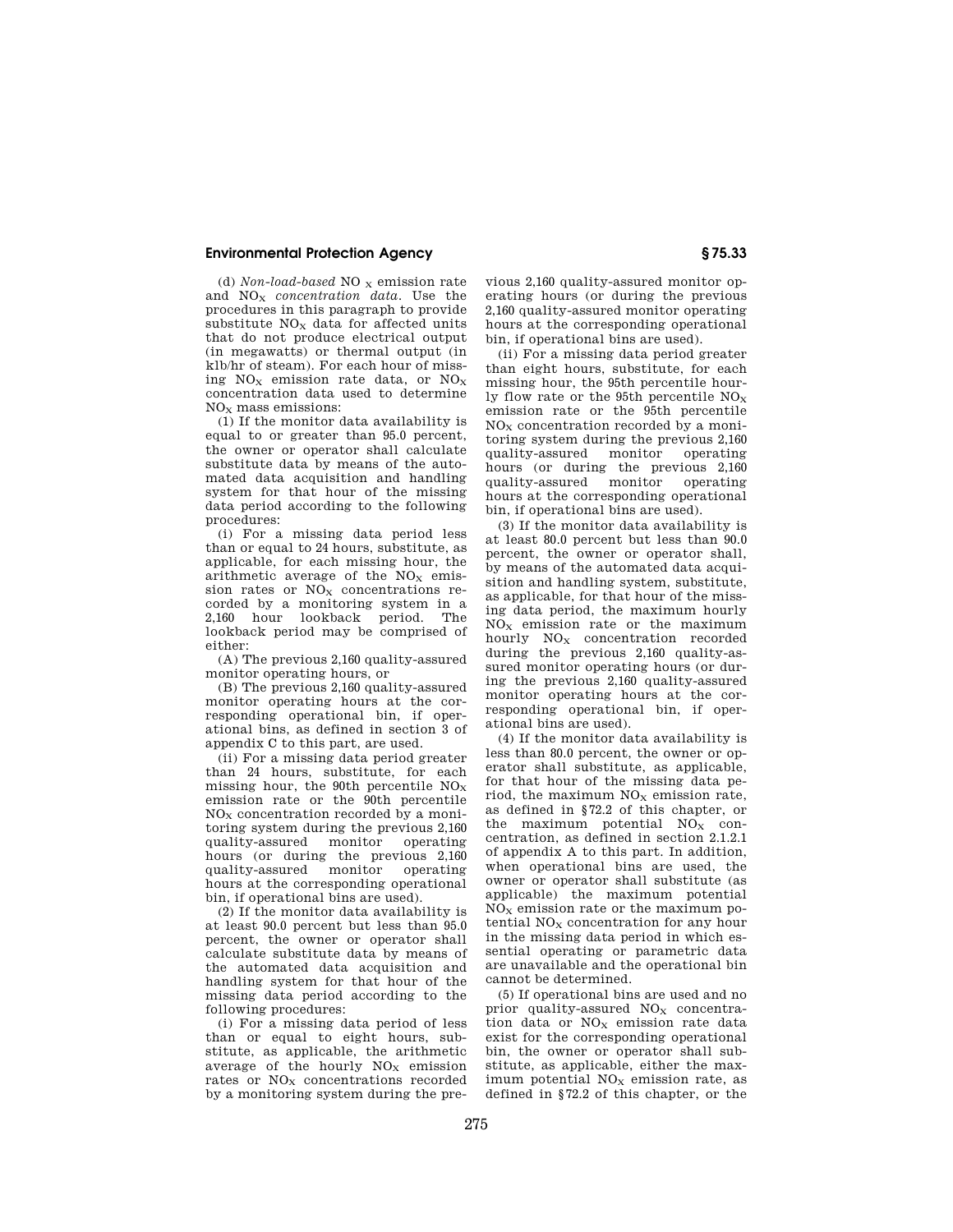(d) *Non-load-based* $NO_X$ emission rate and $NO_X$ *concentration data*. Use the procedures in this paragraph to provide substitute $NO_X$ data for affected units that do not produce electrical output (in megawatts) or thermal output (in klb/hr of steam). For each hour of missing $NO_X$ emission rate data, or $NO_X$ concentration data used to determine $NO_X$ mass emissions:

(1) If the monitor data availability is equal to or greater than 95.0 percent, the owner or operator shall calculate substitute data by means of the automated data acquisition and handling system for that hour of the missing data period according to the following procedures:

(i) For a missing data period less than or equal to 24 hours, substitute, as applicable, for each missing hour, the arithmetic average of the $NO_X$ emission rates or $NO_X$ concentrations recorded by a monitoring system in a 2,160 hour lookback period. The lookback period may be comprised of either:

(A) The previous 2,160 quality-assured monitor operating hours, or

(B) The previous 2,160 quality-assured monitor operating hours at the corresponding operational bin, if operational bins, as defined in section 3 of appendix C to this part, are used.

(ii) For a missing data period greater than 24 hours, substitute, for each missing hour, the 90th percentile $NO_X$ emission rate or the 90th percentile $NO_X$ concentration recorded by a monitoring system during the previous 2,160 quality-assured monitor operating hours (or during the previous 2,160 quality-assured monitor operating hours at the corresponding operational bin, if operational bins are used).

(2) If the monitor data availability is at least 90.0 percent but less than 95.0 percent, the owner or operator shall calculate substitute data by means of the automated data acquisition and handling system for that hour of the missing data period according to the following procedures:

(i) For a missing data period of less than or equal to eight hours, substitute, as applicable, the arithmetic average of the hourly $NO_X$ emission rates or $NO_X$ concentrations recorded by a monitoring system during the previous 2,160 quality-assured monitor operating hours (or during the previous 2,160 quality-assured monitor operating hours at the corresponding operational bin, if operational bins are used).

(ii) For a missing data period greater than eight hours, substitute, for each missing hour, the 95th percentile hourly flow rate or the 95th percentile $NO_X$ emission rate or the 95th percentile $NO_X$ concentration recorded by a monitoring system during the previous 2,160 quality-assured monitor operating hours (or during the previous 2,160 quality-assured monitor operating hours at the corresponding operational bin, if operational bins are used).

(3) If the monitor data availability is at least 80.0 percent but less than 90.0 percent, the owner or operator shall, by means of the automated data acquisition and handling system, substitute, as applicable, for that hour of the missing data period, the maximum hourly $NO_X$ emission rate or the maximum hourly $NO_X$ concentration recorded during the previous 2,160 quality-assured monitor operating hours (or during the previous 2,160 quality-assured monitor operating hours at the corresponding operational bin, if operational bins are used).

(4) If the monitor data availability is less than 80.0 percent, the owner or operator shall substitute, as applicable, for that hour of the missing data period, the maximum $NO_X$ emission rate, as defined in §72.2 of this chapter, or the maximum potential $NO_X$ concentration, as defined in section 2.1.2.1 of appendix A to this part. In addition, when operational bins are used, the owner or operator shall substitute (as applicable) the maximum potential $NO_X$ emission rate or the maximum potential $NO_X$ concentration for any hour in the missing data period in which essential operating or parametric data are unavailable and the operational bin cannot be determined.

(5) If operational bins are used and no prior quality-assured $NO_X$ concentration data or $NO_X$ emission rate data exist for the corresponding operational bin, the owner or operator shall substitute, as applicable, either the maximum potential $NO_X$ emission rate, as defined in §72.2 of this chapter, or the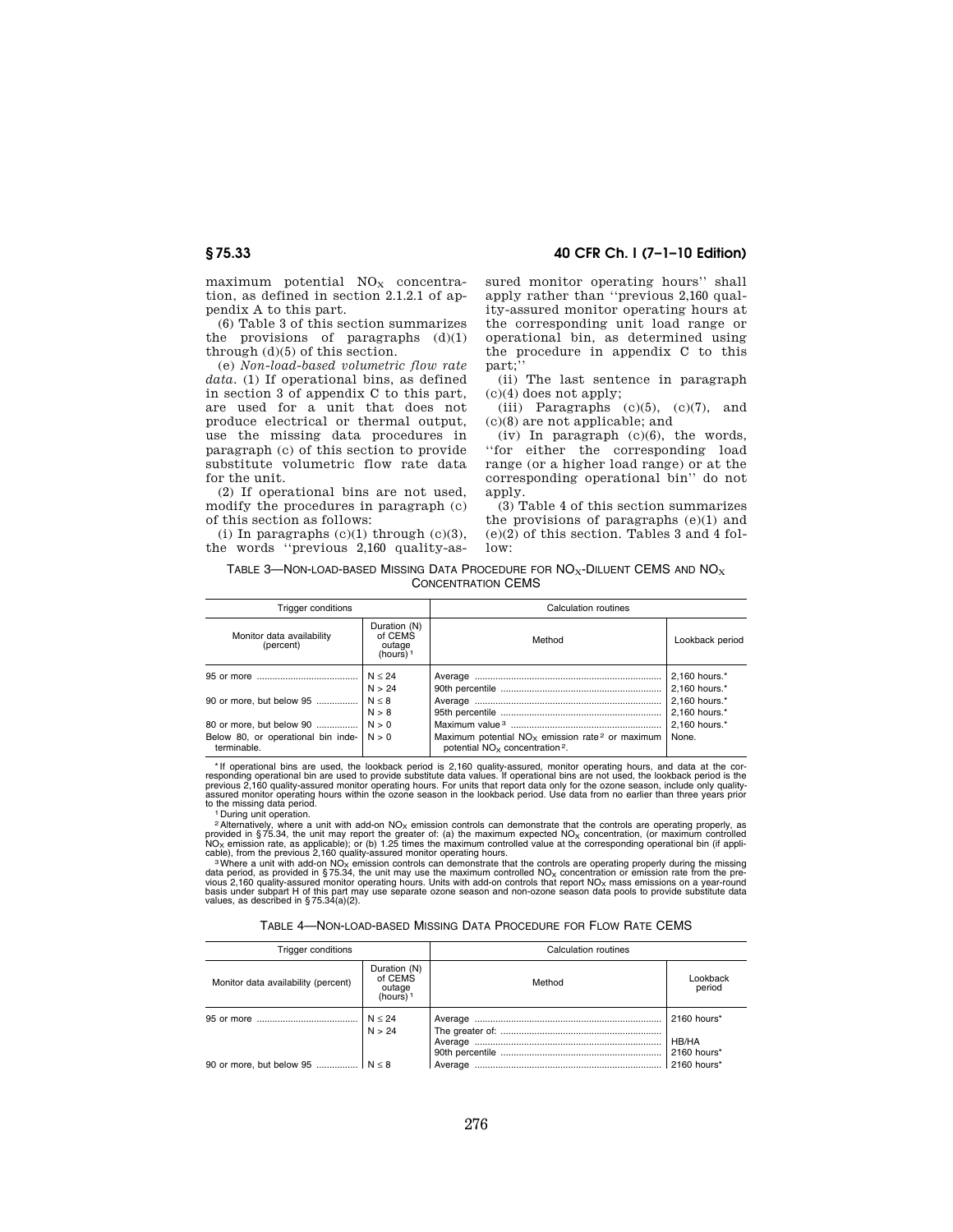maximum potential $NO_X$ concentration, as defined in section 2.1.2.1 of appendix A to this part.

(6) Table 3 of this section summarizes the provisions of paragraphs (d)(1) through (d)(5) of this section.

(e) *Non-load-based volumetric flow rate data.* (1) If operational bins, as defined in section 3 of appendix C to this part, are used for a unit that does not produce electrical or thermal output, use the missing data procedures in paragraph (c) of this section to provide substitute volumetric flow rate data for the unit.

(2) If operational bins are not used, modify the procedures in paragraph (c) of this section as follows:

(i) In paragraphs (c)(1) through (c)(3), the words ''previous 2,160 quality-assured monitor operating hours'' shall apply rather than ''previous 2,160 quality-assured monitor operating hours at the corresponding unit load range or operational bin, as determined using the procedure in appendix C to this part;''

(ii) The last sentence in paragraph (c)(4) does not apply;

(iii) Paragraphs (c)(5), (c)(7), and (c)(8) are not applicable; and

(iv) In paragraph (c)(6), the words, ''for either the corresponding load range (or a higher load range) or at the corresponding operational bin'' do not apply.

(3) Table 4 of this section summarizes the provisions of paragraphs (e)(1) and (e)(2) of this section. Tables 3 and 4 follow:

TABLE 3—NON-LOAD-BASED MISSING DATA PROCEDURE FOR $NO_X$-DILUENT CEMS AND $NO_X$ CONCENTRATION CEMS

| Trigger conditions | | Calculation routines | |
|---|---|---|---|
| Monitor data availability (percent) | Duration (N) of CEMS outage (hours) [1] | Method | Lookback period |
| 95 or more | $N \leq 24$ | Average | 2,160 hours.* |
| | $N > 24$ | 90th percentile | 2,160 hours.* |
| 90 or more, but below 95 | $N \leq 8$ | Average | 2,160 hours.* |
| | $N > 8$ | 95th percentile | 2,160 hours.* |
| 80 or more, but below 90 | $N > 0$ | Maximum value [3] | 2,160 hours.* |
| Below 80, or operational bin indeterminable. | $N > 0$ | Maximum potential $NO_X$ emission rate [2] or maximum potential $NO_X$ concentration [2]. | None. |

\* If operational bins are used, the lookback period is 2,160 quality-assured, monitor operating hours, and data at the corresponding operational bin are used to provide substitute data values. If operational bins are not used, the lookback period is the previous 2,160 quality-assured monitor operating hours. For units that report data only for the ozone season, include only quality-assured monitor operating hours within the ozone season in the lookback period. Use data from no earlier than three years prior to the missing data period.

[1] During unit operation.

[2] Alternatively, where a unit with add-on $NO_X$ emission controls can demonstrate that the controls are operating properly, as provided in §75.34, the unit may report the greater of: (a) the maximum expected $NO_X$ concentration, (or maximum controlled $NO_X$ emission rate, as applicable); or (b) 1.25 times the maximum controlled value at the corresponding operational bin (if applicable), from the previous 2,160 quality-assured monitor operating hours.

[3] Where a unit with add-on $NO_X$ emission controls can demonstrate that the controls are operating properly during the missing data period, as provided in §75.34, the unit may use the maximum controlled $NO_X$ concentration or emission rate from the previous 2,160 quality-assured monitor operating hours. Units with add-on controls that report $NO_X$ mass emissions on a year-round basis under subpart H of this part may use separate ozone season and non-ozone season data pools to provide substitute data values, as described in §75.34(a)(2).

TABLE 4—NON-LOAD-BASED MISSING DATA PROCEDURE FOR FLOW RATE CEMS

| Trigger conditions | | Calculation routines | |
|---|---|---|---|
| Monitor data availability (percent) | Duration (N) of CEMS outage (hours) [1] | Method | Lookback period |
| 95 or more | $N \leq 24$ | Average | 2160 hours* |
| | $N > 24$ | The greater of: | |
| | | Average | HB/HA |
| | | 90th percentile | 2160 hours* |
| 90 or more, but below 95 | $N \leq 8$ | Average | 2160 hours* |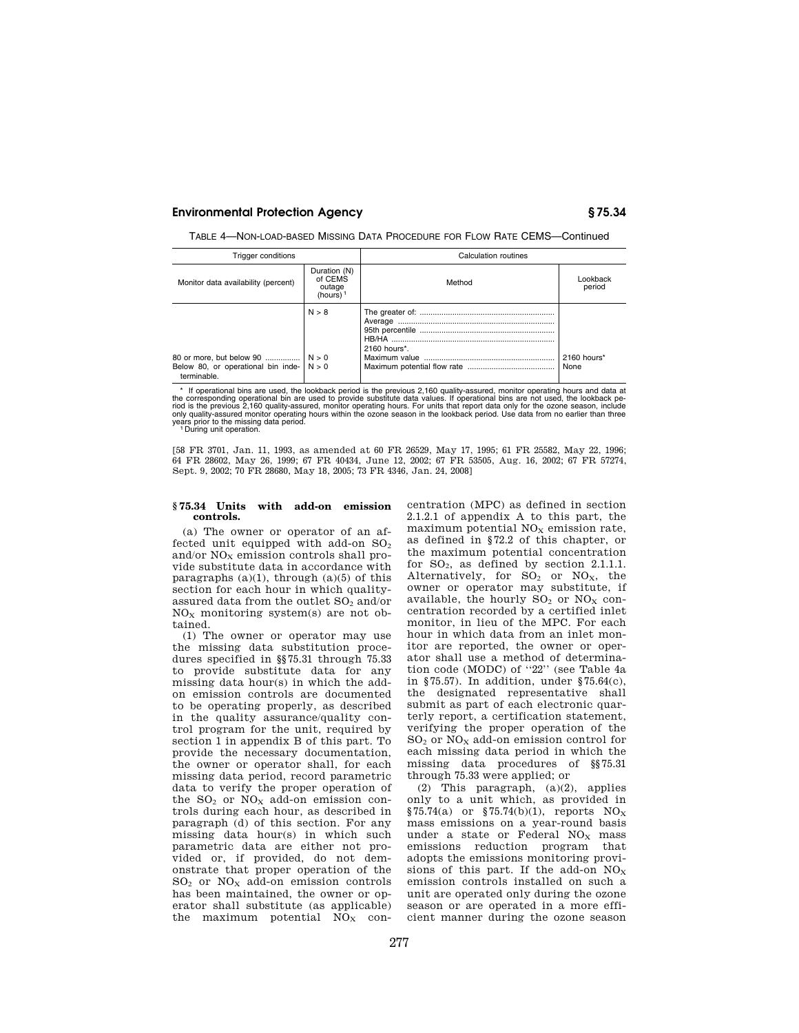TABLE 4—NON-LOAD-BASED MISSING DATA PROCEDURE FOR FLOW RATE CEMS—Continued

| Trigger conditions | | Calculation routines | |
|---|---|---|---|
| Monitor data availability (percent) | Duration (N) of CEMS outage (hours)[1] | Method | Lookback period |
| | N > 8 | The greater of: Average 95th percentile HB/HA | 2160 hours*. |
| 80 or more, but below 90 | N > 0 | Maximum value | 2160 hours* |
| Below 80, or operational bin indeterminable. | N > 0 | Maximum potential flow rate | None |

\* If operational bins are used, the lookback period is the previous 2,160 quality-assured, monitor operating hours and data at the corresponding operational bin are used to provide substitute data values. If operational bins are not used, the lookback period is the previous 2,160 quality-assured, monitor operating hours. For units that report data only for the ozone season, include only quality-assured monitor operating hours within the ozone season in the lookback period. Use data from no earlier than three years prior to the missing data period.

[1] During unit operation.

[58 FR 3701, Jan. 11, 1993, as amended at 60 FR 26529, May 17, 1995; 61 FR 25582, May 22, 1996; 64 FR 28602, May 26, 1999; 67 FR 40434, June 12, 2002; 67 FR 53505, Aug. 16, 2002; 67 FR 57274, Sept. 9, 2002; 70 FR 28680, May 18, 2005; 73 FR 4346, Jan. 24, 2008]

## § 75.34 Units with add-on emission controls.

(a) The owner or operator of an affected unit equipped with add-on $SO_2$ and/or $NO_X$ emission controls shall provide substitute data in accordance with paragraphs (a)(1), through (a)(5) of this section for each hour in which quality-assured data from the outlet $SO_2$ and/or $NO_X$ monitoring system(s) are not obtained.

(1) The owner or operator may use the missing data substitution procedures specified in §§ 75.31 through 75.33 to provide substitute data for any missing data hour(s) in which the add-on emission controls are documented to be operating properly, as described in the quality assurance/quality control program for the unit, required by section 1 in appendix B of this part. To provide the necessary documentation, the owner or operator shall, for each missing data period, record parametric data to verify the proper operation of the $SO_2$ or $NO_X$ add-on emission controls during each hour, as described in paragraph (d) of this section. For any missing data hour(s) in which such parametric data are either not provided or, if provided, do not demonstrate that proper operation of the $SO_2$ or $NO_X$ add-on emission controls has been maintained, the owner or operator shall substitute (as applicable) the maximum potential $NO_X$ concentration (MPC) as defined in section 2.1.2.1 of appendix A to this part, the maximum potential $NO_X$ emission rate, as defined in § 72.2 of this chapter, or the maximum potential concentration for $SO_2$, as defined by section 2.1.1.1. Alternatively, for $SO_2$ or $NO_X$, the owner or operator may substitute, if available, the hourly $SO_2$ or $NO_X$ concentration recorded by a certified inlet monitor, in lieu of the MPC. For each hour in which data from an inlet monitor are reported, the owner or operator shall use a method of determination code (MODC) of "22" (see Table 4a in § 75.57). In addition, under § 75.64(c), the designated representative shall submit as part of each electronic quarterly report, a certification statement, verifying the proper operation of the $SO_2$ or $NO_X$ add-on emission control for each missing data period in which the missing data procedures of §§ 75.31 through 75.33 were applied; or

(2) This paragraph, (a)(2), applies only to a unit which, as provided in § 75.74(a) or § 75.74(b)(1), reports $NO_X$ mass emissions on a year-round basis under a state or Federal $NO_X$ mass emissions reduction program that adopts the emissions monitoring provisions of this part. If the add-on $NO_X$ emission controls installed on such a unit are operated only during the ozone season or are operated in a more efficient manner during the ozone season